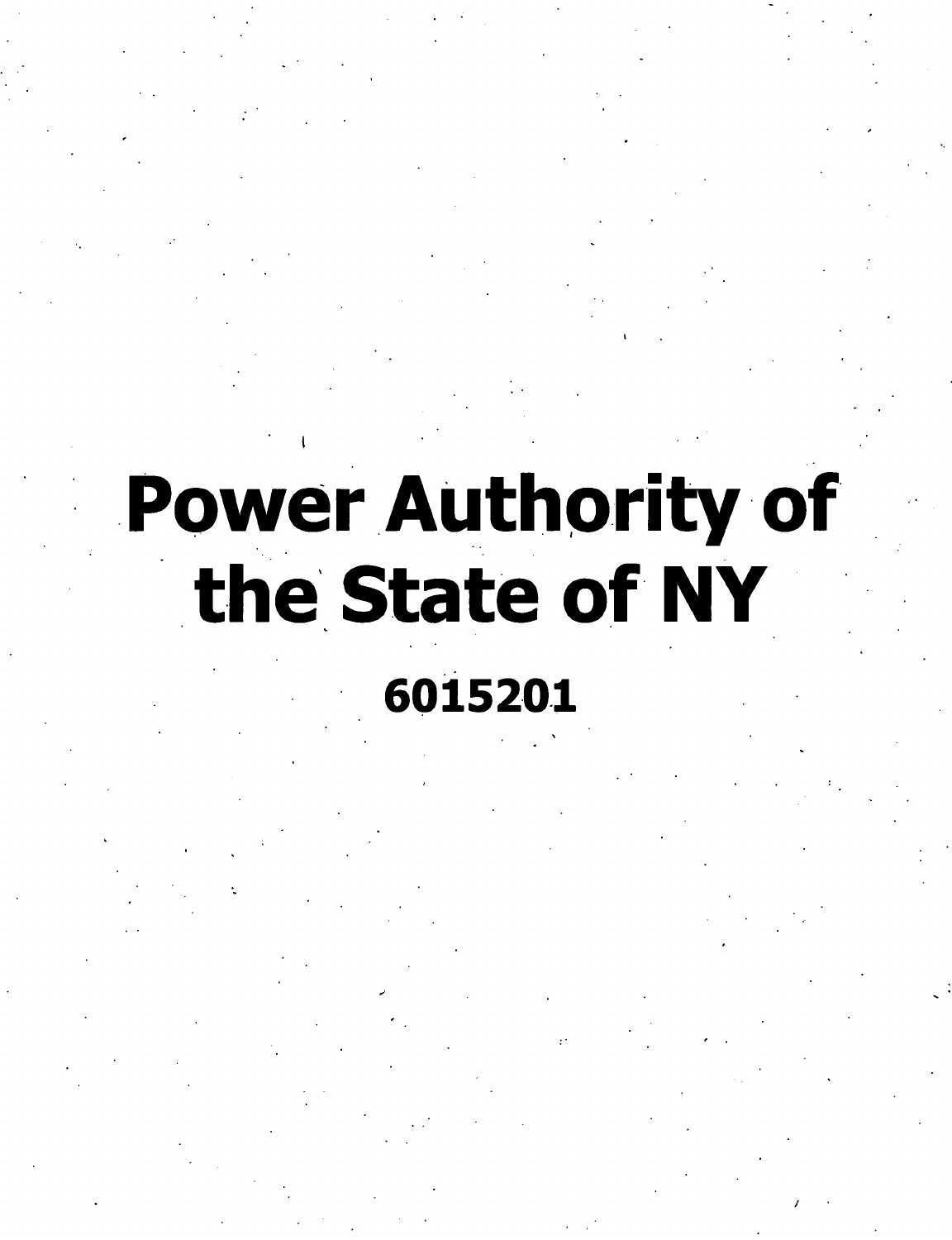# Power Authority of the State of NY

**6015201**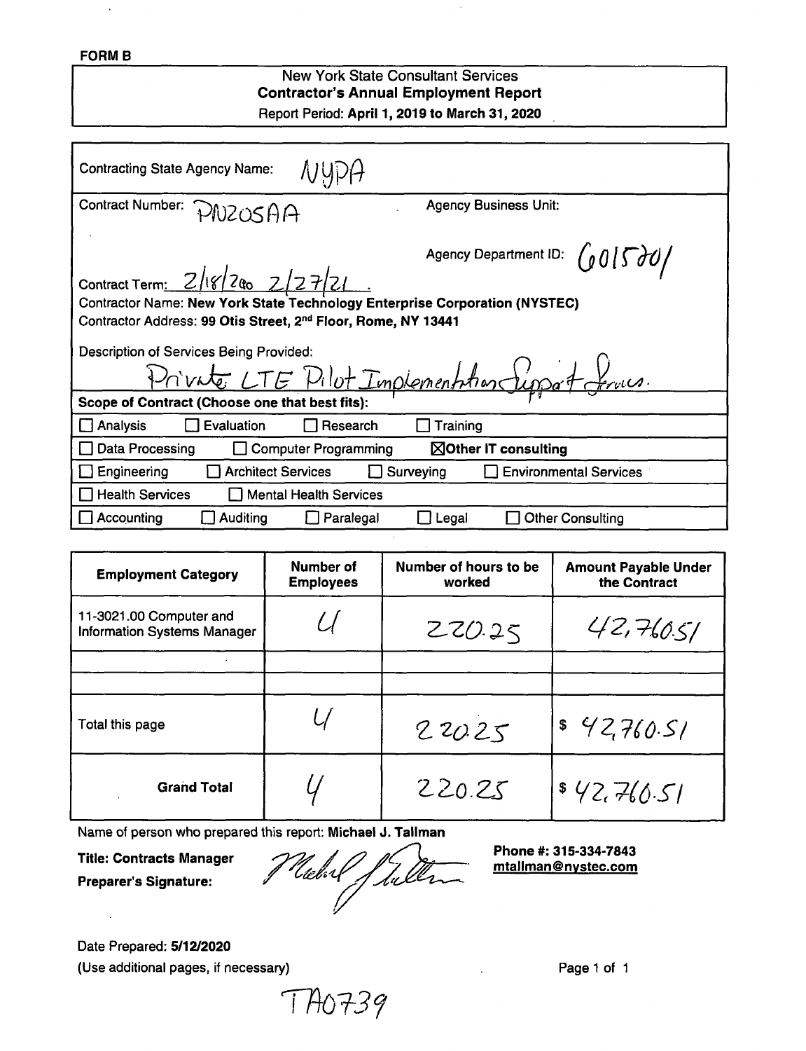**FORM B**

New York State Consultant Services
**Contractor's Annual Employment Report**
Report Period: **April 1, 2019 to March 31, 2020**

Contracting State Agency Name: NYPA

Contract Number: PNZ05AA

Agency Business Unit:

Agency Department ID: 6015701

Contract Term: 2/18/20 to 2/27/21

Contractor Name: **New York State Technology Enterprise Corporation (NYSTEC)**

Contractor Address: **99 Otis Street, 2nd Floor, Rome, NY 13441**

Description of Services Being Provided:

Private LTE Pilot Implementation Support Services.

**Scope of Contract (Choose one that best fits):**

- ☐ Analysis ☐ Evaluation ☐ Research ☐ Training
- ☐ Data Processing ☐ Computer Programming ☒ **Other IT consulting**
- ☐ Engineering ☐ Architect Services ☐ Surveying ☐ Environmental Services
- ☐ Health Services ☐ Mental Health Services
- ☐ Accounting ☐ Auditing ☐ Paralegal ☐ Legal ☐ Other Consulting

| Employment Category | Number of Employees | Number of hours to be worked | Amount Payable Under the Contract |
|---|---|---|---|
| 11-3021.00 Computer and Information Systems Manager | 4 | 220.25 | 42,760.51 |
| | | | |
| | | | |
| Total this page | 4 | 220.25 | $ 42,760.51 |
| **Grand Total** | 4 | 220.25 | $ 42,760.51 |

Name of person who prepared this report: **Michael J. Tallman**

**Title: Contracts Manager**

**Preparer's Signature:** Michael J. Tallman

**Phone #: 315-334-7843**
**mtallman@nystec.com**

Date Prepared: **5/12/2020**
(Use additional pages, if necessary)

TA0739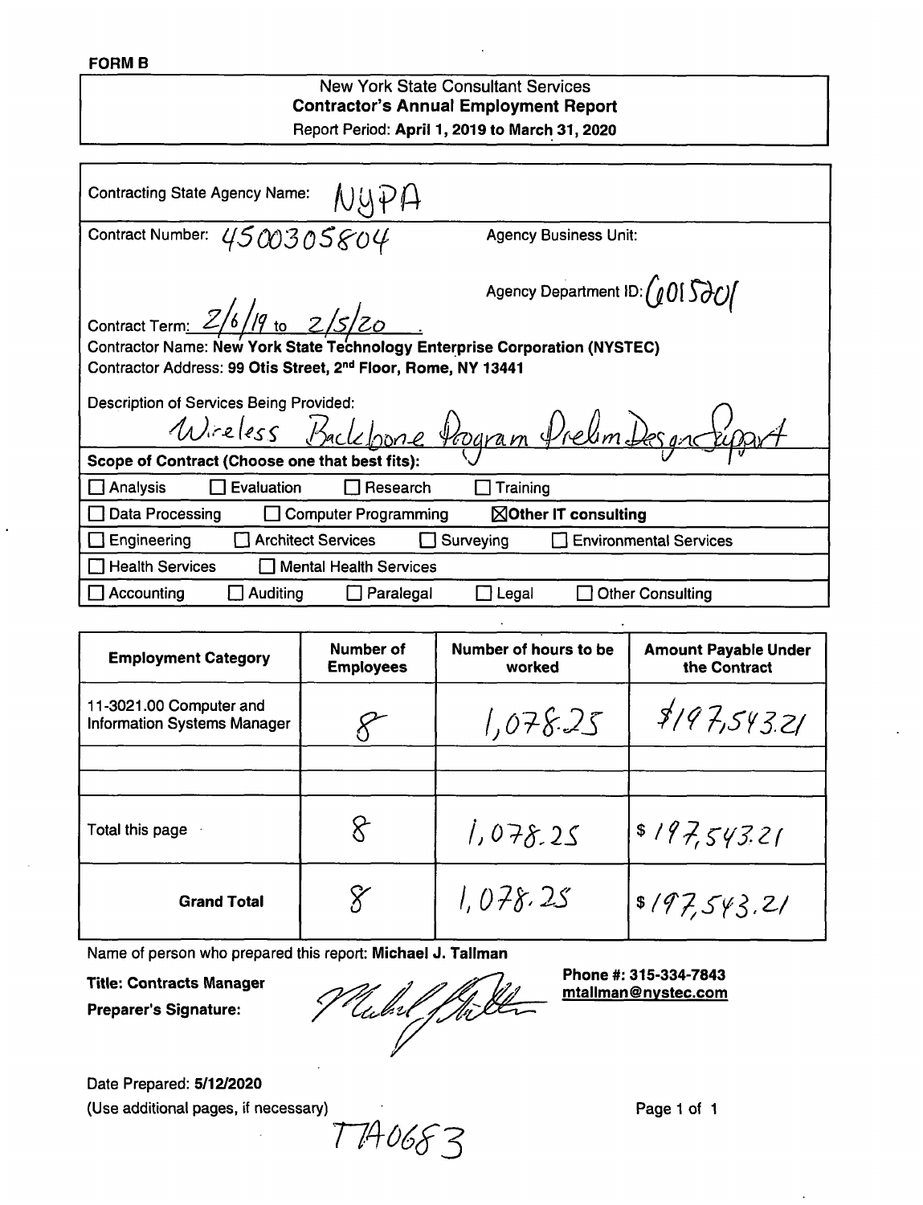**FORM B**

New York State Consultant Services
**Contractor's Annual Employment Report**
Report Period: **April 1, 2019 to March 31, 2020**

Contracting State Agency Name: NYPA

Contract Number: 4500305804

Agency Business Unit:

Agency Department ID: 6015201

Contract Term: 2/6/19 to 2/5/20 .

Contractor Name: **New York State Technology Enterprise Corporation (NYSTEC)**

Contractor Address: **99 Otis Street, 2nd Floor, Rome, NY 13441**

Description of Services Being Provided:
Wireless Backbone Program Prelim Design Support

**Scope of Contract (Choose one that best fits):**

☐ Analysis ☐ Evaluation ☐ Research ☐ Training

☐ Data Processing ☐ Computer Programming ☒ **Other IT consulting**

☐ Engineering ☐ Architect Services ☐ Surveying ☐ Environmental Services

☐ Health Services ☐ Mental Health Services

☐ Accounting ☐ Auditing ☐ Paralegal ☐ Legal ☐ Other Consulting

| Employment Category | Number of Employees | Number of hours to be worked | Amount Payable Under the Contract |
|---|---|---|---|
| 11-3021.00 Computer and Information Systems Manager | 8 | 1,078.25 | $197,543.21 |
| | | | |
| | | | |
| Total this page | 8 | 1,078.25 | $ 197,543.21 |
| **Grand Total** | 8 | 1,078.25 | $ 197,543.21 |

Name of person who prepared this report: **Michael J. Tallman**

**Title: Contracts Manager**

**Preparer's Signature:** [signature]

**Phone #: 315-334-7843**
**mtallman@nystec.com**

Date Prepared: **5/12/2020**

(Use additional pages, if necessary)

TA0683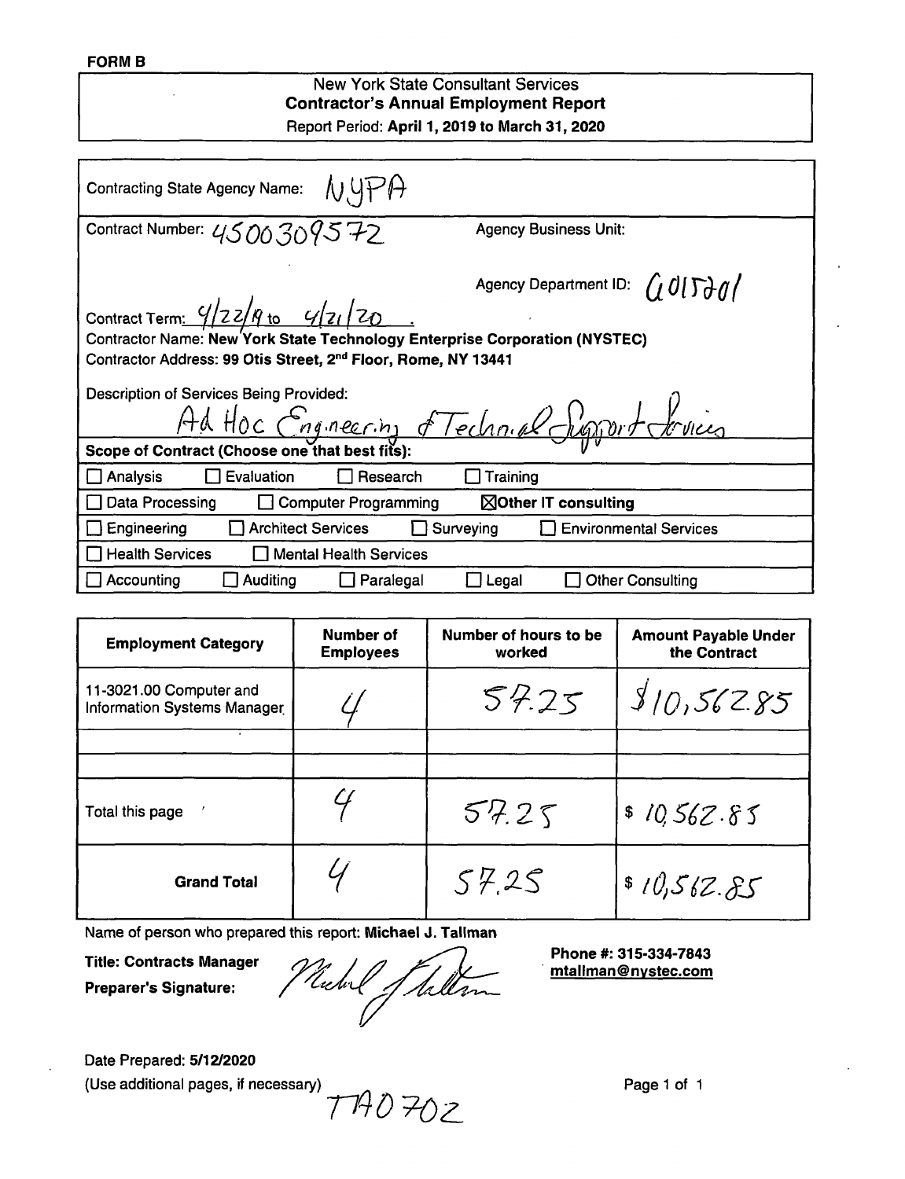**FORM B**

New York State Consultant Services
**Contractor's Annual Employment Report**
Report Period: **April 1, 2019 to March 31, 2020**

Contracting State Agency Name: NYPA

Contract Number: 4500309572

Agency Business Unit:

Agency Department ID: G015201

Contract Term: 4/22/19 to 4/21/20

Contractor Name: **New York State Technology Enterprise Corporation (NYSTEC)**

Contractor Address: **99 Otis Street, 2nd Floor, Rome, NY 13441**

Description of Services Being Provided:

Ad Hoc Engineering & Technical Support Services

**Scope of Contract (Choose one that best fits):**

☐ Analysis ☐ Evaluation ☐ Research ☐ Training

☐ Data Processing ☐ Computer Programming ☒ **Other IT consulting**

☐ Engineering ☐ Architect Services ☐ Surveying ☐ Environmental Services

☐ Health Services ☐ Mental Health Services

☐ Accounting ☐ Auditing ☐ Paralegal ☐ Legal ☐ Other Consulting

| Employment Category | Number of Employees | Number of hours to be worked | Amount Payable Under the Contract |
|---|---|---|---|
| 11-3021.00 Computer and Information Systems Manager | 4 | 57.25 | $10,562.85 |
| | | | |
| | | | |
| Total this page | 4 | 57.25 | $ 10,562.85 |
| **Grand Total** | 4 | 57.25 | $ 10,562.85 |

Name of person who prepared this report: **Michael J. Tallman**

**Title: Contracts Manager**

**Preparer's Signature:** [signature]

**Phone #: 315-334-7843**
**mtallman@nystec.com**

Date Prepared: **5/12/2020**

(Use additional pages, if necessary)

TA0702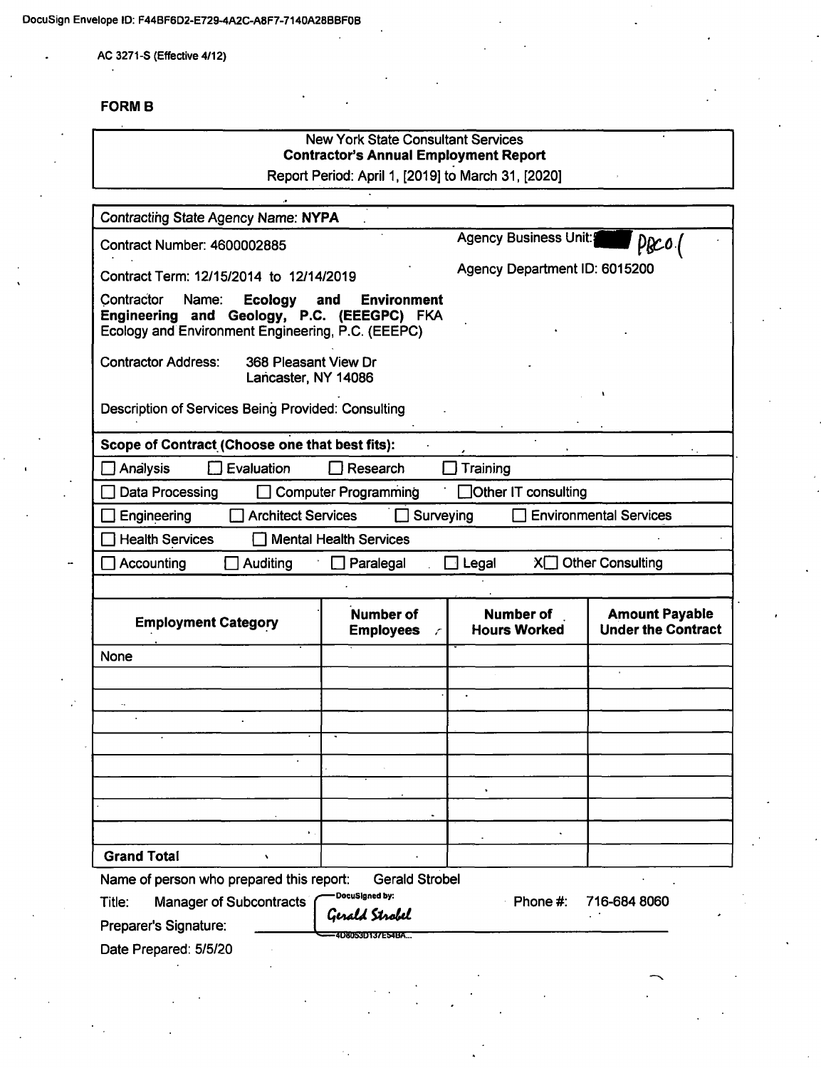DocuSign Envelope ID: F44BF6D2-E729-4A2C-A8F7-7140A28BBF0B

AC 3271-S (Effective 4/12)

**FORM B**

New York State Consultant Services
**Contractor's Annual Employment Report**
Report Period: April 1, [2019] to March 31, [2020]

Contracting State Agency Name: **NYPA**

Contract Number: 4600002885

Agency Business Unit: [redacted] PBCO1

Contract Term: 12/15/2014 to 12/14/2019

Agency Department ID: 6015200

Contractor Name: **Ecology and Environment Engineering and Geology, P.C. (EEEGPC)** FKA Ecology and Environment Engineering, P.C. (EEEPC)

Contractor Address: 368 Pleasant View Dr
Lancaster, NY 14086

Description of Services Being Provided: Consulting

**Scope of Contract (Choose one that best fits):**

☐ Analysis ☐ Evaluation ☐ Research ☐ Training

☐ Data Processing ☐ Computer Programming ☐ Other IT consulting

☐ Engineering ☐ Architect Services ☐ Surveying ☐ Environmental Services

☐ Health Services ☐ Mental Health Services

☐ Accounting ☐ Auditing ☐ Paralegal ☐ Legal X☐ Other Consulting

| Employment Category | Number of Employees | Number of Hours Worked | Amount Payable Under the Contract |
|---|---|---|---|
| None | | | |
| | | | |
| | | | |
| | | | |
| | | | |
| | | | |
| | | | |
| | | | |
| | | | |
| **Grand Total** | | | |

Name of person who prepared this report: Gerald Strobel

Title: Manager of Subcontracts

Phone #: 716-684 8060

Preparer's Signature: DocuSigned by: Gerald Strobel 4D8053D137E54BA...

Date Prepared: 5/5/20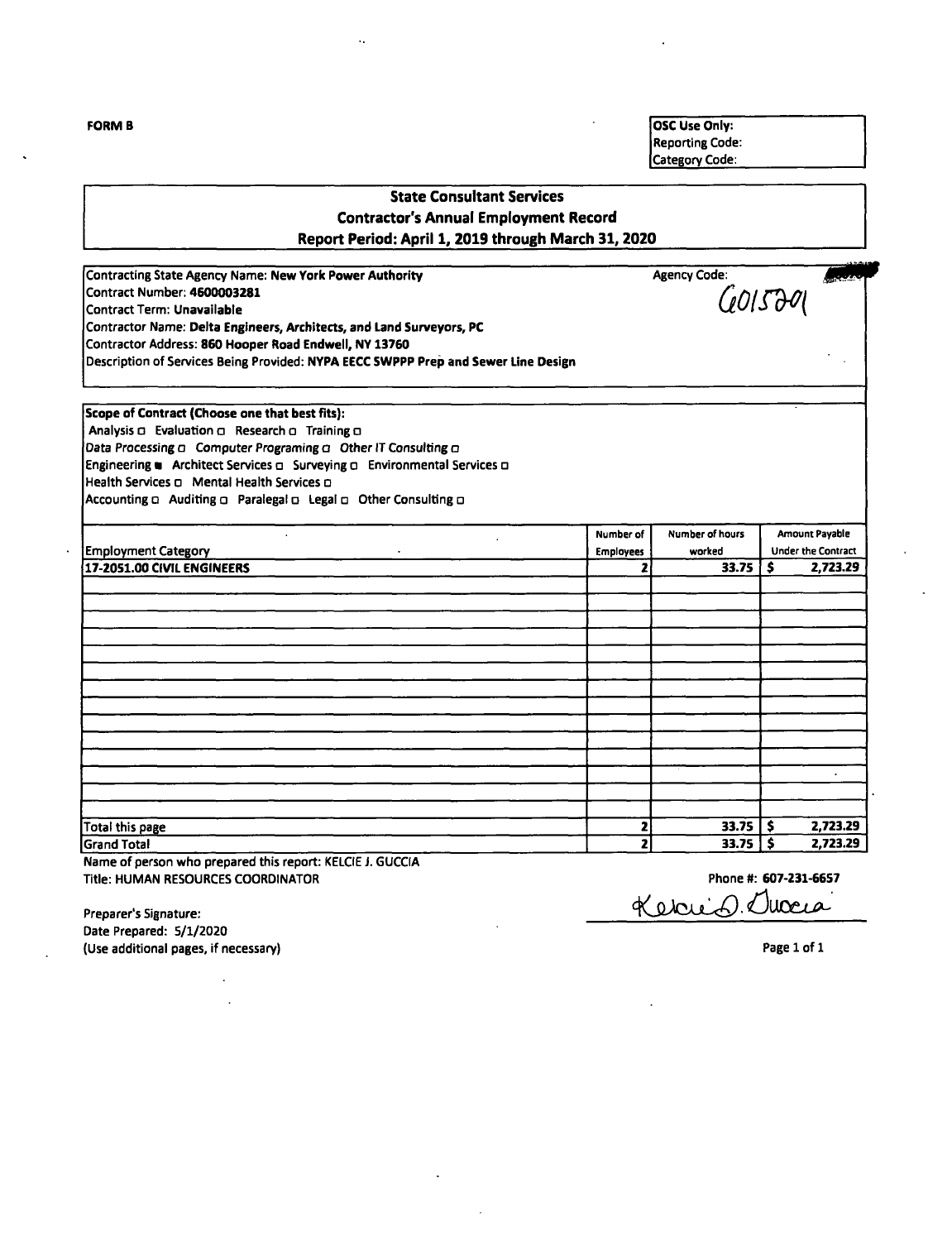**FORM B**

| OSC Use Only: |
|---|
| Reporting Code: |
| Category Code: |

## State Consultant Services
## Contractor's Annual Employment Record
## Report Period: April 1, 2019 through March 31, 2020

Contracting State Agency Name: **New York Power Authority**
Agency Code: G015201
Contract Number: **4600003281**
Contract Term: **Unavailable**
Contract Name: **Delta Engineers, Architects, and Land Surveyors, PC**
Contractor Address: **860 Hooper Road Endwell, NY 13760**
Description of Services Being Provided: **NYPA EECC SWPPP Prep and Sewer Line Design**

**Scope of Contract (Choose one that best fits):**

Analysis ☐ Evaluation ☐ Research ☐ Training ☐
Data Processing ☐ Computer Programing ☐ Other IT Consulting ☐
Engineering ■ Architect Services ☐ Surveying ☐ Environmental Services ☐
Health Services ☐ Mental Health Services ☐
Accounting ☐ Auditing ☐ Paralegal ☐ Legal ☐ Other Consulting ☐

| Employment Category | Number of Employees | Number of hours worked | Amount Payable Under the Contract |
|---|---|---|---|
| 17-2051.00 CIVIL ENGINEERS | 2 | 33.75 | $ 2,723.29 |
| | | | |
| Total this page | 2 | 33.75 | $ 2,723.29 |
| Grand Total | 2 | 33.75 | $ 2,723.29 |

Name of person who prepared this report: KELCIE J. GUCCIA
Title: HUMAN RESOURCES COORDINATOR
Phone #: **607-231-6657**

Preparer's Signature: Kelcie J. Guccia
Date Prepared: 5/1/2020
(Use additional pages, if necessary)